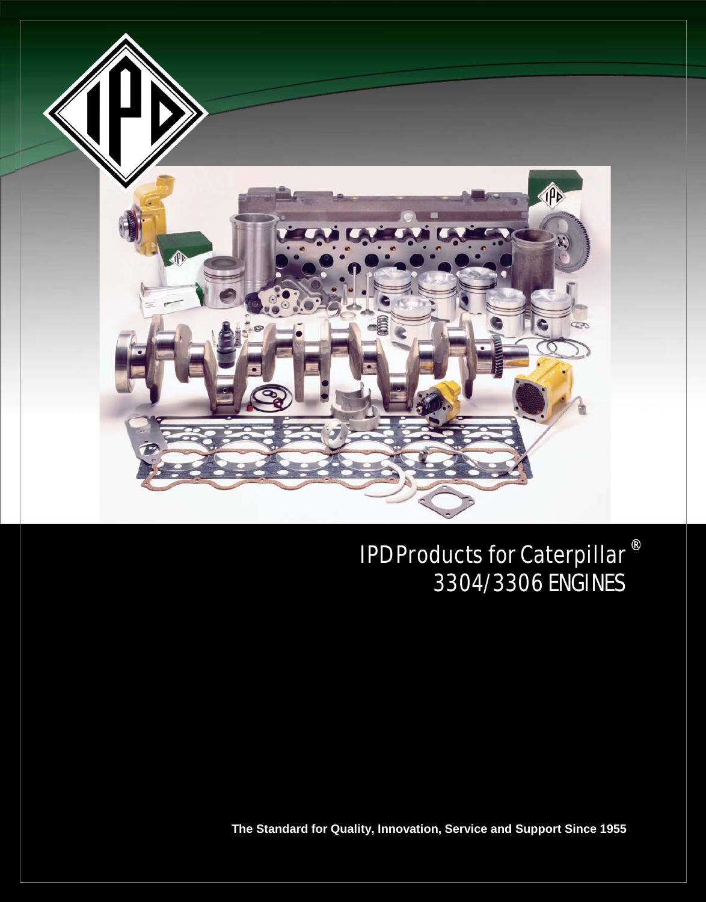# IPD Products for Caterpillar®
# 3304/3306 ENGINES

**The Standard for Quality, Innovation, Service and Support Since 1955**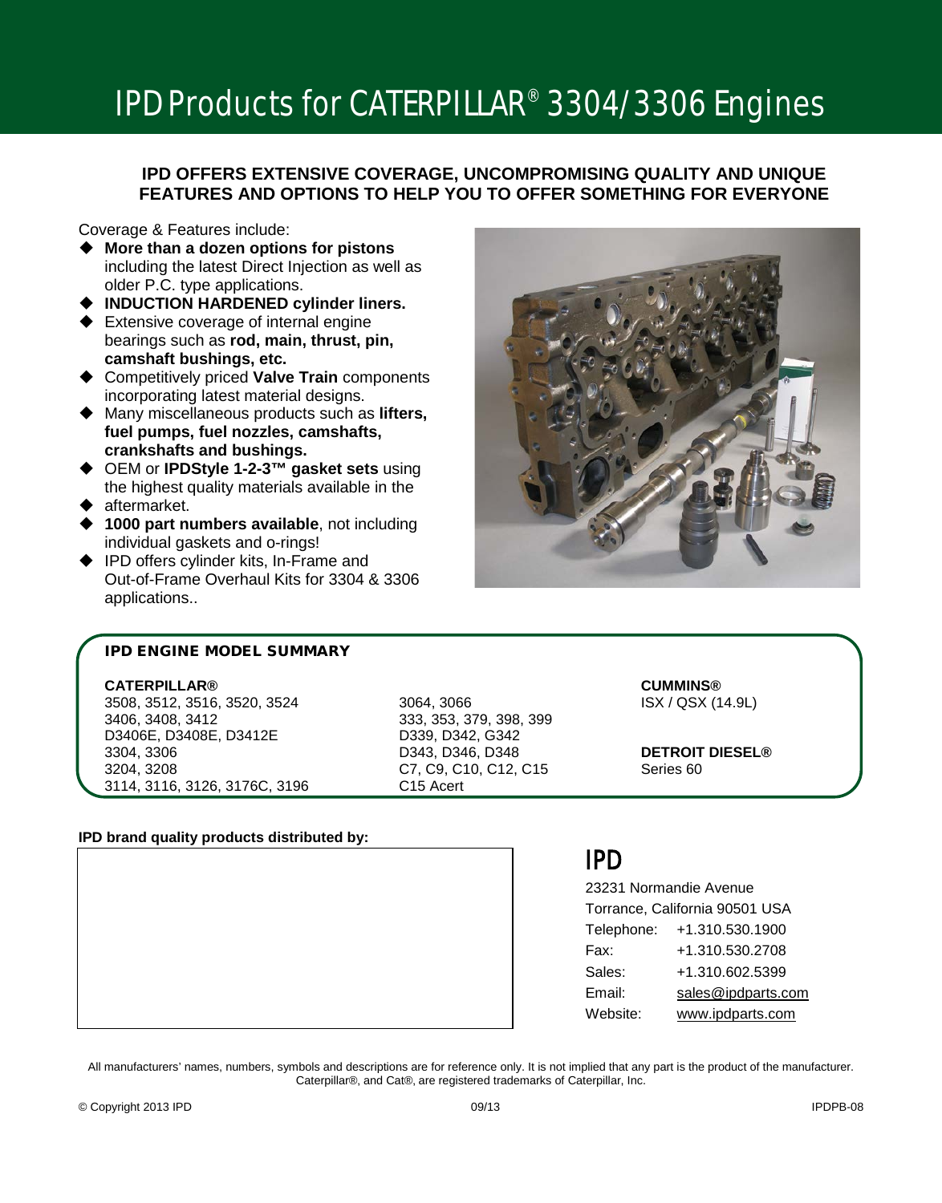# IPD Products for CATERPILLAR® 3304/3306 Engines

**IPD OFFERS EXTENSIVE COVERAGE, UNCOMPROMISING QUALITY AND UNIQUE FEATURES AND OPTIONS TO HELP YOU TO OFFER SOMETHING FOR EVERYONE**

Coverage & Features include:

- **More than a dozen options for pistons** including the latest Direct Injection as well as older P.C. type applications.
- **INDUCTION HARDENED cylinder liners.**
- Extensive coverage of internal engine bearings such as **rod, main, thrust, pin, camshaft bushings, etc.**
- Competitively priced **Valve Train** components incorporating latest material designs.
- Many miscellaneous products such as **lifters, fuel pumps, fuel nozzles, camshafts, crankshafts and bushings.**
- OEM or **IPDStyle 1-2-3™ gasket sets** using the highest quality materials available in the
- aftermarket.
- **1000 part numbers available**, not including individual gaskets and o-rings!
- IPD offers cylinder kits, In-Frame and Out-of-Frame Overhaul Kits for 3304 & 3306 applications..

## IPD ENGINE MODEL SUMMARY

**CATERPILLAR®**

3508, 3512, 3516, 3520, 3524
3406, 3408, 3412
D3406E, D3408E, D3412E
3304, 3306
3204, 3208
3114, 3116, 3126, 3176C, 3196

3064, 3066
333, 353, 379, 398, 399
D339, D342, G342
D343, D346, D348
C7, C9, C10, C12, C15
C15 Acert

**CUMMINS®**

ISX / QSX (14.9L)

**DETROIT DIESEL®**

Series 60

**IPD brand quality products distributed by:**

## IPD

23231 Normandie Avenue
Torrance, California 90501 USA

| | |
|---|---|
| Telephone: | +1.310.530.1900 |
| Fax: | +1.310.530.2708 |
| Sales: | +1.310.602.5399 |
| Email: | sales@ipdparts.com |
| Website: | www.ipdparts.com |

All manufacturers' names, numbers, symbols and descriptions are for reference only. It is not implied that any part is the product of the manufacturer. Caterpillar®, and Cat®, are registered trademarks of Caterpillar, Inc.

© Copyright 2013 IPD 09/13 IPDPB-08